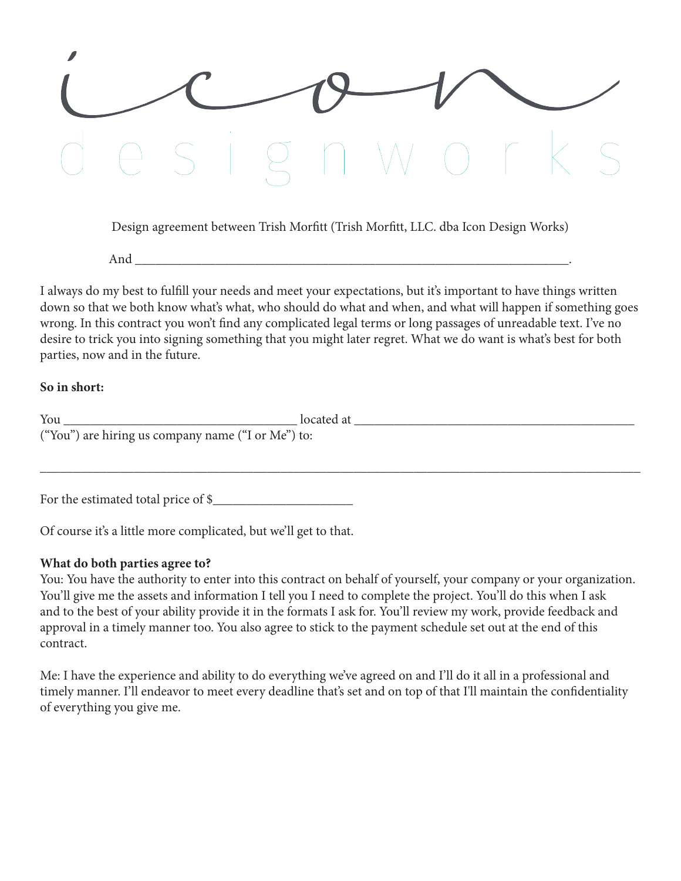# icon designworks

Design agreement between Trish Morfitt (Trish Morfitt, LLC. dba Icon Design Works)

And ______________________________________________________________________.

I always do my best to fulfill your needs and meet your expectations, but it's important to have things written down so that we both know what's what, who should do what and when, and what will happen if something goes wrong. In this contract you won't find any complicated legal terms or long passages of unreadable text. I've no desire to trick you into signing something that you might later regret. What we do want is what's best for both parties, now and in the future.

**So in short:**

You ____________________________________ located at ___________________________________________ ("You") are hiring us company name ("I or Me") to:

_____________________________________________________________________________________________

For the estimated total price of $____________________

Of course it's a little more complicated, but we'll get to that.

**What do both parties agree to?**

You: You have the authority to enter into this contract on behalf of yourself, your company or your organization. You'll give me the assets and information I tell you I need to complete the project. You'll do this when I ask and to the best of your ability provide it in the formats I ask for. You'll review my work, provide feedback and approval in a timely manner too. You also agree to stick to the payment schedule set out at the end of this contract.

Me: I have the experience and ability to do everything we've agreed on and I'll do it all in a professional and timely manner. I'll endeavor to meet every deadline that's set and on top of that I'll maintain the confidentiality of everything you give me.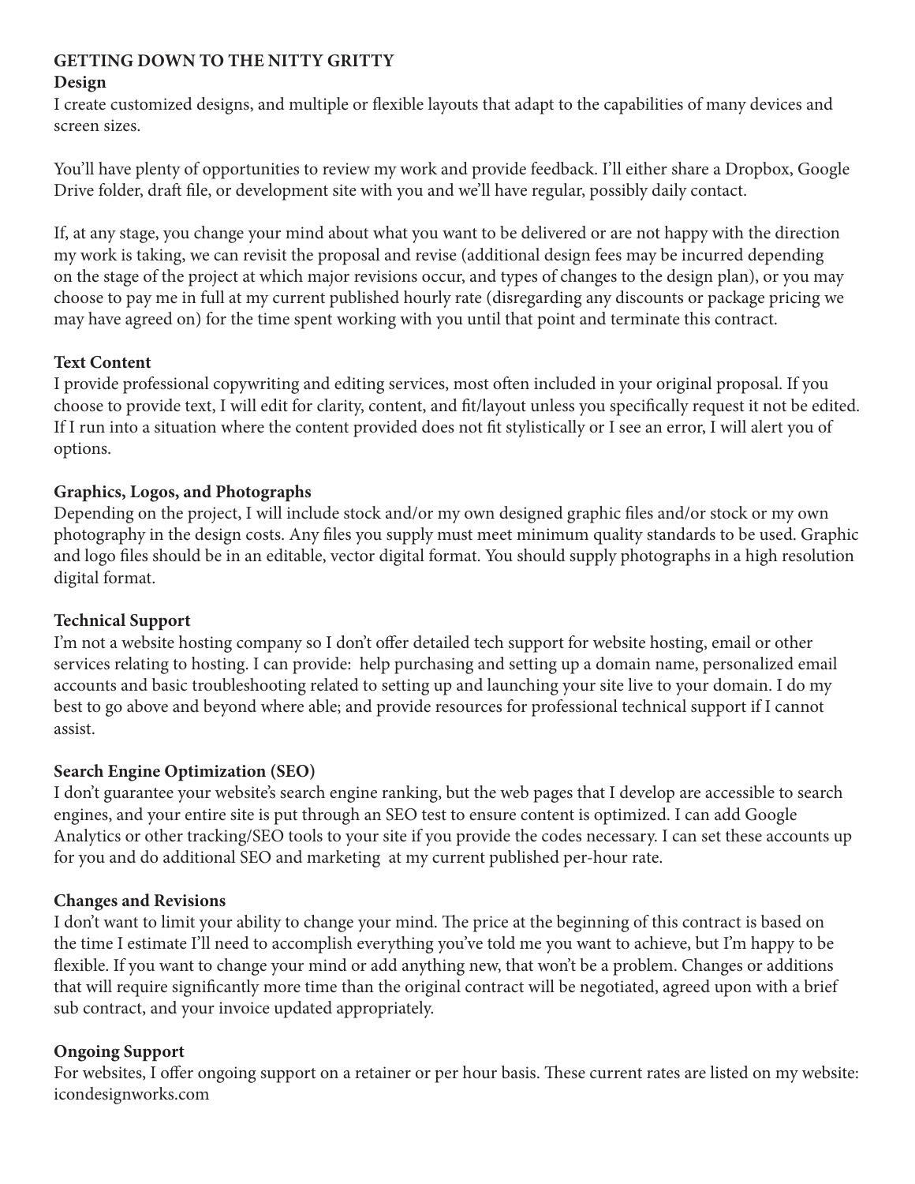## GETTING DOWN TO THE NITTY GRITTY

### Design

I create customized designs, and multiple or flexible layouts that adapt to the capabilities of many devices and screen sizes.

You'll have plenty of opportunities to review my work and provide feedback. I'll either share a Dropbox, Google Drive folder, draft file, or development site with you and we'll have regular, possibly daily contact.

If, at any stage, you change your mind about what you want to be delivered or are not happy with the direction my work is taking, we can revisit the proposal and revise (additional design fees may be incurred depending on the stage of the project at which major revisions occur, and types of changes to the design plan), or you may choose to pay me in full at my current published hourly rate (disregarding any discounts or package pricing we may have agreed on) for the time spent working with you until that point and terminate this contract.

### Text Content

I provide professional copywriting and editing services, most often included in your original proposal. If you choose to provide text, I will edit for clarity, content, and fit/layout unless you specifically request it not be edited. If I run into a situation where the content provided does not fit stylistically or I see an error, I will alert you of options.

### Graphics, Logos, and Photographs

Depending on the project, I will include stock and/or my own designed graphic files and/or stock or my own photography in the design costs. Any files you supply must meet minimum quality standards to be used. Graphic and logo files should be in an editable, vector digital format. You should supply photographs in a high resolution digital format.

### Technical Support

I'm not a website hosting company so I don't offer detailed tech support for website hosting, email or other services relating to hosting. I can provide: help purchasing and setting up a domain name, personalized email accounts and basic troubleshooting related to setting up and launching your site live to your domain. I do my best to go above and beyond where able; and provide resources for professional technical support if I cannot assist.

### Search Engine Optimization (SEO)

I don't guarantee your website's search engine ranking, but the web pages that I develop are accessible to search engines, and your entire site is put through an SEO test to ensure content is optimized. I can add Google Analytics or other tracking/SEO tools to your site if you provide the codes necessary. I can set these accounts up for you and do additional SEO and marketing at my current published per-hour rate.

### Changes and Revisions

I don't want to limit your ability to change your mind. The price at the beginning of this contract is based on the time I estimate I'll need to accomplish everything you've told me you want to achieve, but I'm happy to be flexible. If you want to change your mind or add anything new, that won't be a problem. Changes or additions that will require significantly more time than the original contract will be negotiated, agreed upon with a brief sub contract, and your invoice updated appropriately.

### Ongoing Support

For websites, I offer ongoing support on a retainer or per hour basis. These current rates are listed on my website: icondesignworks.com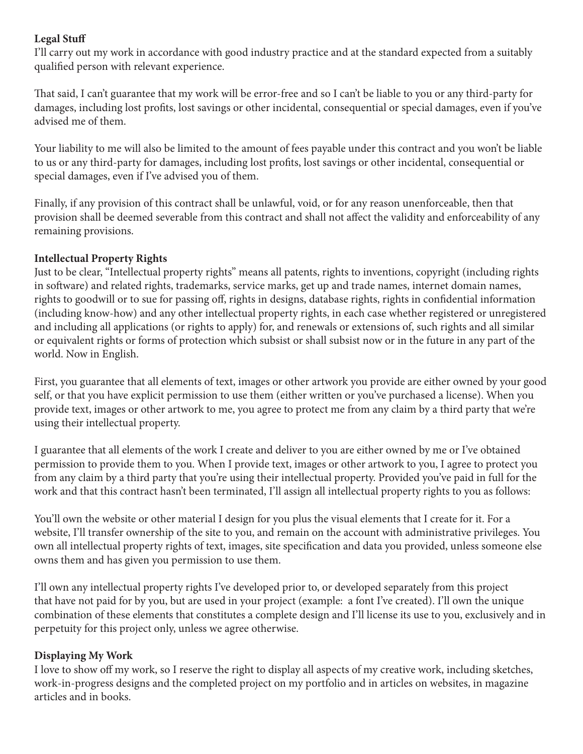**Legal Stuff**

I'll carry out my work in accordance with good industry practice and at the standard expected from a suitably qualified person with relevant experience.

That said, I can't guarantee that my work will be error-free and so I can't be liable to you or any third-party for damages, including lost profits, lost savings or other incidental, consequential or special damages, even if you've advised me of them.

Your liability to me will also be limited to the amount of fees payable under this contract and you won't be liable to us or any third-party for damages, including lost profits, lost savings or other incidental, consequential or special damages, even if I've advised you of them.

Finally, if any provision of this contract shall be unlawful, void, or for any reason unenforceable, then that provision shall be deemed severable from this contract and shall not affect the validity and enforceability of any remaining provisions.

**Intellectual Property Rights**

Just to be clear, "Intellectual property rights" means all patents, rights to inventions, copyright (including rights in software) and related rights, trademarks, service marks, get up and trade names, internet domain names, rights to goodwill or to sue for passing off, rights in designs, database rights, rights in confidential information (including know-how) and any other intellectual property rights, in each case whether registered or unregistered and including all applications (or rights to apply) for, and renewals or extensions of, such rights and all similar or equivalent rights or forms of protection which subsist or shall subsist now or in the future in any part of the world. Now in English.

First, you guarantee that all elements of text, images or other artwork you provide are either owned by your good self, or that you have explicit permission to use them (either written or you've purchased a license). When you provide text, images or other artwork to me, you agree to protect me from any claim by a third party that we're using their intellectual property.

I guarantee that all elements of the work I create and deliver to you are either owned by me or I've obtained permission to provide them to you. When I provide text, images or other artwork to you, I agree to protect you from any claim by a third party that you're using their intellectual property. Provided you've paid in full for the work and that this contract hasn't been terminated, I'll assign all intellectual property rights to you as follows:

You'll own the website or other material I design for you plus the visual elements that I create for it. For a website, I'll transfer ownership of the site to you, and remain on the account with administrative privileges. You own all intellectual property rights of text, images, site specification and data you provided, unless someone else owns them and has given you permission to use them.

I'll own any intellectual property rights I've developed prior to, or developed separately from this project that have not paid for by you, but are used in your project (example: a font I've created). I'll own the unique combination of these elements that constitutes a complete design and I'll license its use to you, exclusively and in perpetuity for this project only, unless we agree otherwise.

**Displaying My Work**

I love to show off my work, so I reserve the right to display all aspects of my creative work, including sketches, work-in-progress designs and the completed project on my portfolio and in articles on websites, in magazine articles and in books.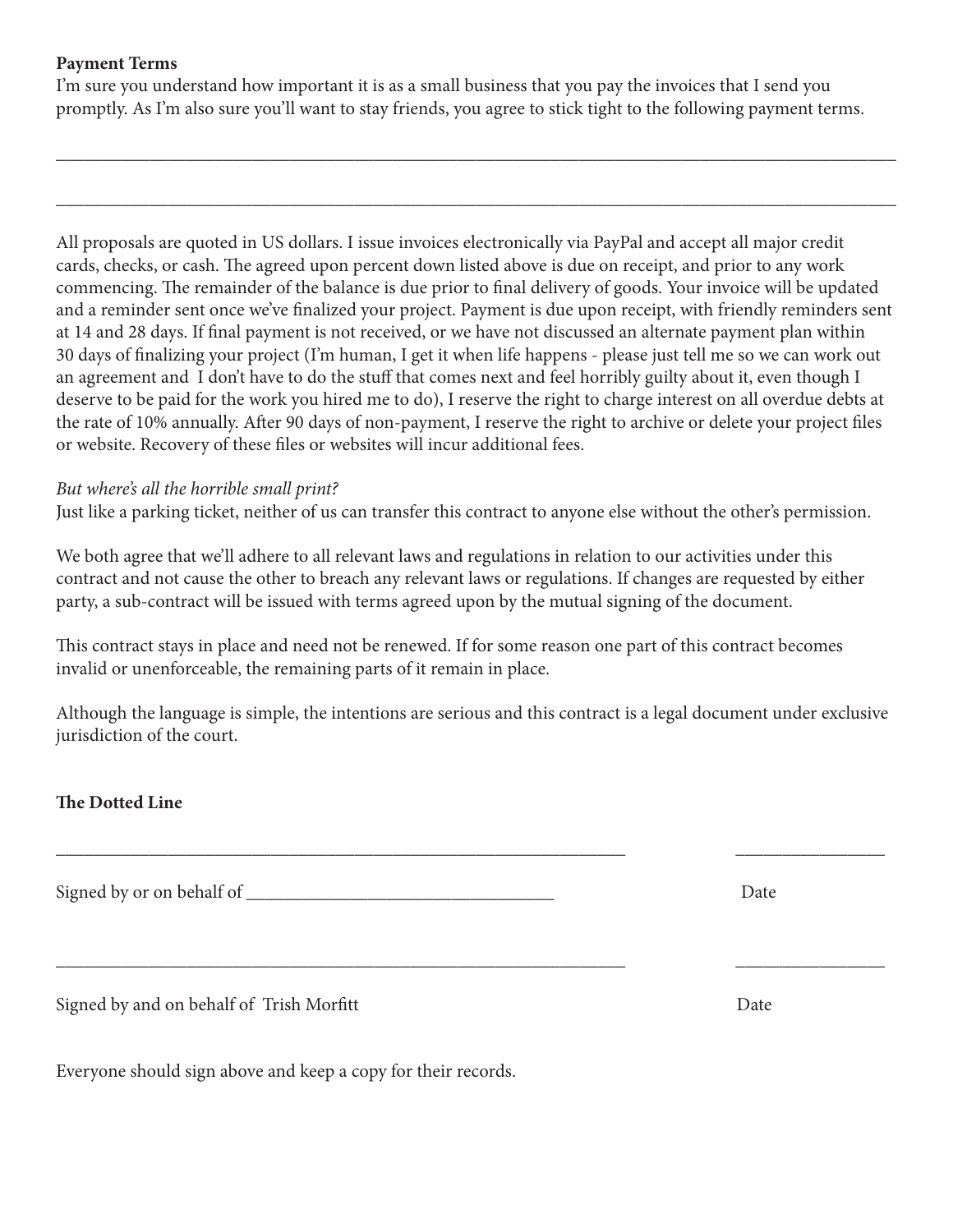**Payment Terms**

I'm sure you understand how important it is as a small business that you pay the invoices that I send you promptly. As I'm also sure you'll want to stay friends, you agree to stick tight to the following payment terms.

_______________________________________________________________________________________________

_______________________________________________________________________________________________

All proposals are quoted in US dollars. I issue invoices electronically via PayPal and accept all major credit cards, checks, or cash. The agreed upon percent down listed above is due on receipt, and prior to any work commencing. The remainder of the balance is due prior to final delivery of goods. Your invoice will be updated and a reminder sent once we've finalized your project. Payment is due upon receipt, with friendly reminders sent at 14 and 28 days. If final payment is not received, or we have not discussed an alternate payment plan within 30 days of finalizing your project (I'm human, I get it when life happens - please just tell me so we can work out an agreement and I don't have to do the stuff that comes next and feel horribly guilty about it, even though I deserve to be paid for the work you hired me to do), I reserve the right to charge interest on all overdue debts at the rate of 10% annually. After 90 days of non-payment, I reserve the right to archive or delete your project files or website. Recovery of these files or websites will incur additional fees.

*But where's all the horrible small print?*

Just like a parking ticket, neither of us can transfer this contract to anyone else without the other's permission.

We both agree that we'll adhere to all relevant laws and regulations in relation to our activities under this contract and not cause the other to breach any relevant laws or regulations. If changes are requested by either party, a sub-contract will be issued with terms agreed upon by the mutual signing of the document.

This contract stays in place and need not be renewed. If for some reason one part of this contract becomes invalid or unenforceable, the remaining parts of it remain in place.

Although the language is simple, the intentions are serious and this contract is a legal document under exclusive jurisdiction of the court.

**The Dotted Line**

_________________________________________________________________ ________________

Signed by or on behalf of __________________________________ Date

_________________________________________________________________ ________________

Signed by and on behalf of Trish Morfitt Date

Everyone should sign above and keep a copy for their records.